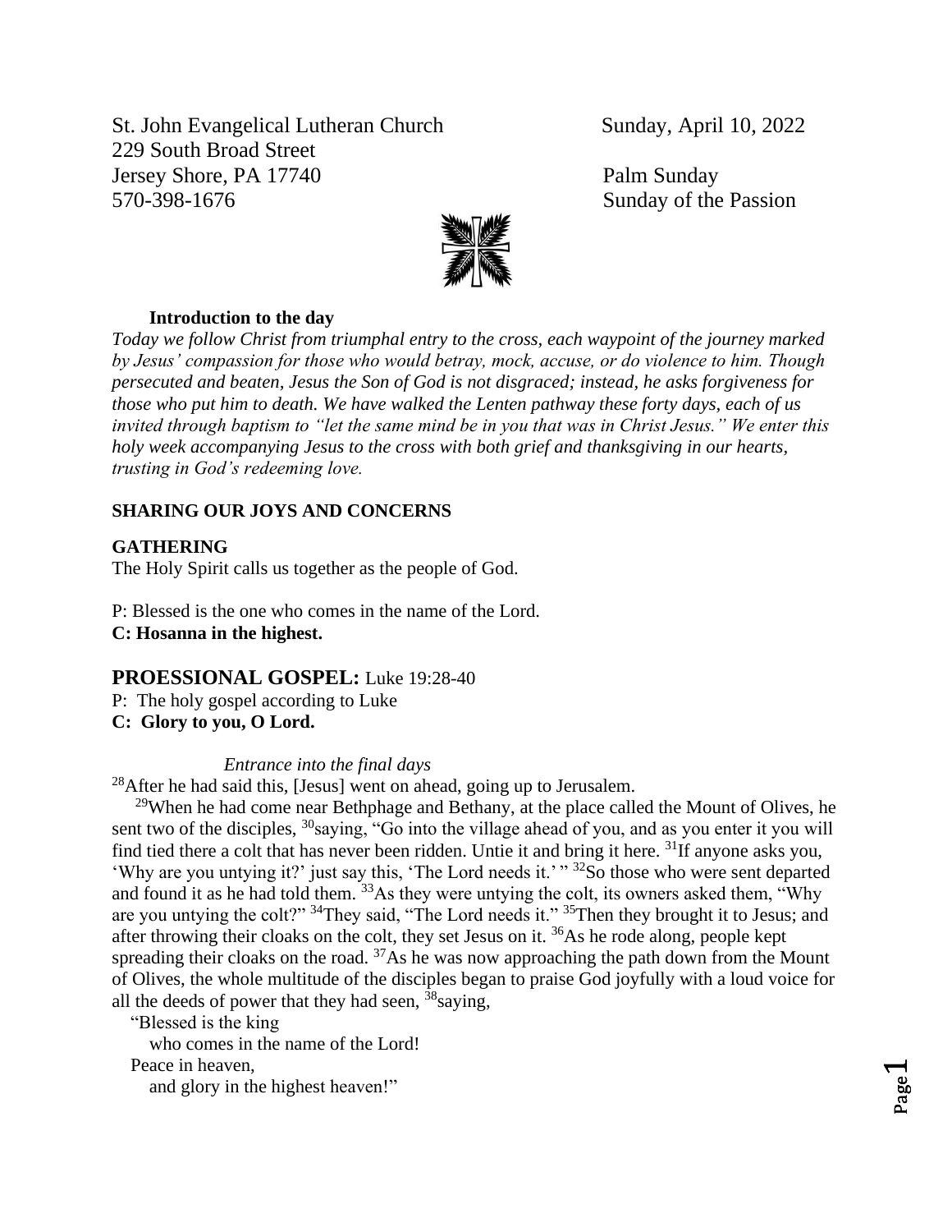St. John Evangelical Lutheran Church
229 South Broad Street
Jersey Shore, PA 17740
570-398-1676

Sunday, April 10, 2022

Palm Sunday
Sunday of the Passion

**Introduction to the day**

*Today we follow Christ from triumphal entry to the cross, each waypoint of the journey marked by Jesus' compassion for those who would betray, mock, accuse, or do violence to him. Though persecuted and beaten, Jesus the Son of God is not disgraced; instead, he asks forgiveness for those who put him to death. We have walked the Lenten pathway these forty days, each of us invited through baptism to "let the same mind be in you that was in Christ Jesus." We enter this holy week accompanying Jesus to the cross with both grief and thanksgiving in our hearts, trusting in God's redeeming love.*

**SHARING OUR JOYS AND CONCERNS**

**GATHERING**

The Holy Spirit calls us together as the people of God.

P: Blessed is the one who comes in the name of the Lord.
**C: Hosanna in the highest.**

## PROESSIONAL GOSPEL: Luke 19:28-40

P: The holy gospel according to Luke
**C: Glory to you, O Lord.**

*Entrance into the final days*

[28]After he had said this, [Jesus] went on ahead, going up to Jerusalem.

[29]When he had come near Bethphage and Bethany, at the place called the Mount of Olives, he sent two of the disciples, [30]saying, "Go into the village ahead of you, and as you enter it you will find tied there a colt that has never been ridden. Untie it and bring it here. [31]If anyone asks you, 'Why are you untying it?' just say this, 'The Lord needs it.' " [32]So those who were sent departed and found it as he had told them. [33]As they were untying the colt, its owners asked them, "Why are you untying the colt?" [34]They said, "The Lord needs it." [35]Then they brought it to Jesus; and after throwing their cloaks on the colt, they set Jesus on it. [36]As he rode along, people kept spreading their cloaks on the road. [37]As he was now approaching the path down from the Mount of Olives, the whole multitude of the disciples began to praise God joyfully with a loud voice for all the deeds of power that they had seen, [38]saying,

"Blessed is the king
who comes in the name of the Lord!
Peace in heaven,
and glory in the highest heaven!"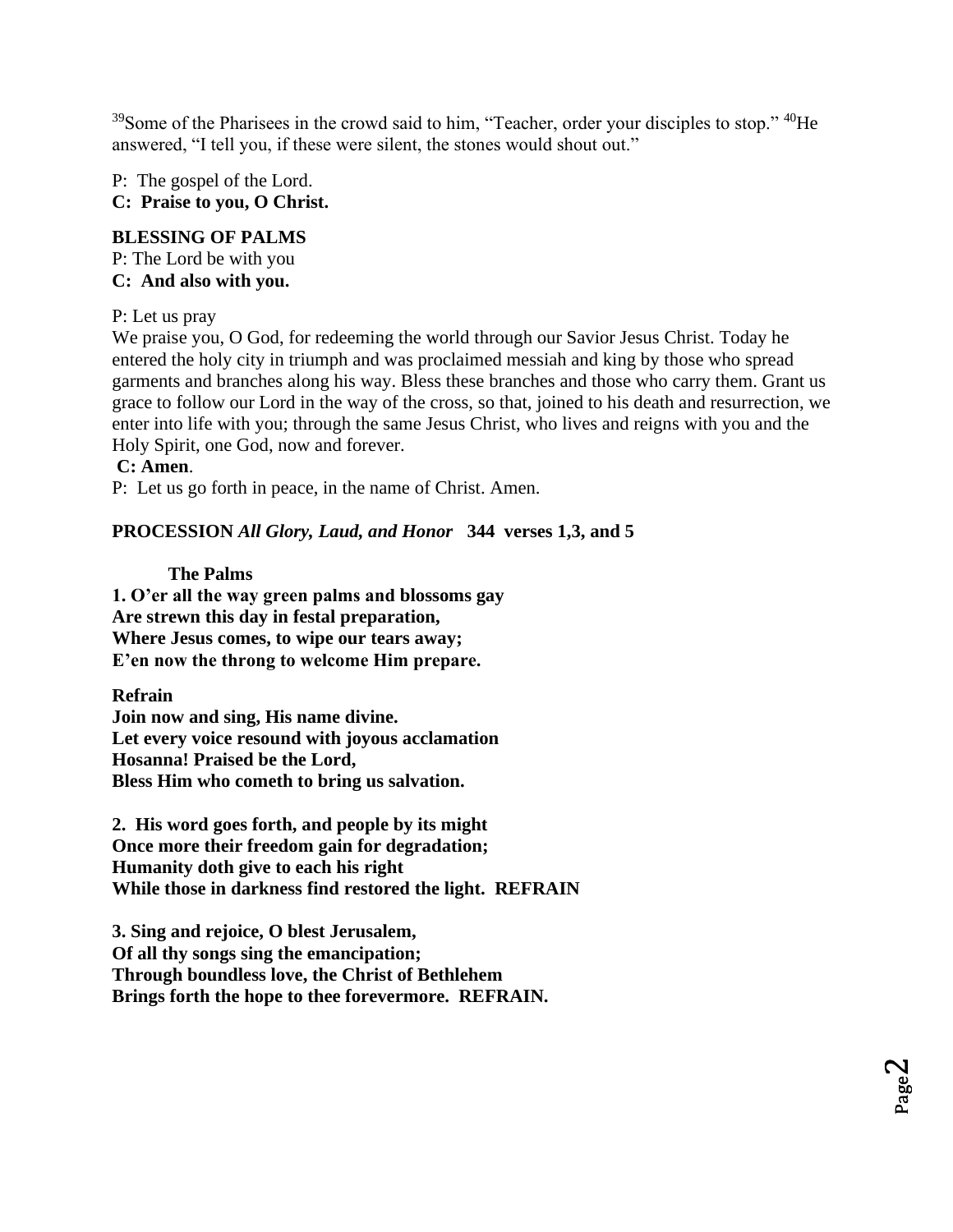[39]Some of the Pharisees in the crowd said to him, “Teacher, order your disciples to stop.” [40]He answered, “I tell you, if these were silent, the stones would shout out.”

P: The gospel of the Lord.
**C: Praise to you, O Christ.**

**BLESSING OF PALMS**
P: The Lord be with you
**C: And also with you.**

P: Let us pray
We praise you, O God, for redeeming the world through our Savior Jesus Christ. Today he entered the holy city in triumph and was proclaimed messiah and king by those who spread garments and branches along his way. Bless these branches and those who carry them. Grant us grace to follow our Lord in the way of the cross, so that, joined to his death and resurrection, we enter into life with you; through the same Jesus Christ, who lives and reigns with you and the Holy Spirit, one God, now and forever.
**C: Amen**.
P: Let us go forth in peace, in the name of Christ. Amen.

**PROCESSION** ***All Glory, Laud, and Honor*** **344 verses 1,3, and 5**

**The Palms**

**1. O’er all the way green palms and blossoms gay**
**Are strewn this day in festal preparation,**
**Where Jesus comes, to wipe our tears away;**
**E’en now the throng to welcome Him prepare.**

**Refrain**
**Join now and sing, His name divine.**
**Let every voice resound with joyous acclamation**
**Hosanna! Praised be the Lord,**
**Bless Him who cometh to bring us salvation.**

**2. His word goes forth, and people by its might**
**Once more their freedom gain for degradation;**
**Humanity doth give to each his right**
**While those in darkness find restored the light. REFRAIN**

**3. Sing and rejoice, O blest Jerusalem,**
**Of all thy songs sing the emancipation;**
**Through boundless love, the Christ of Bethlehem**
**Brings forth the hope to thee forevermore. REFRAIN.**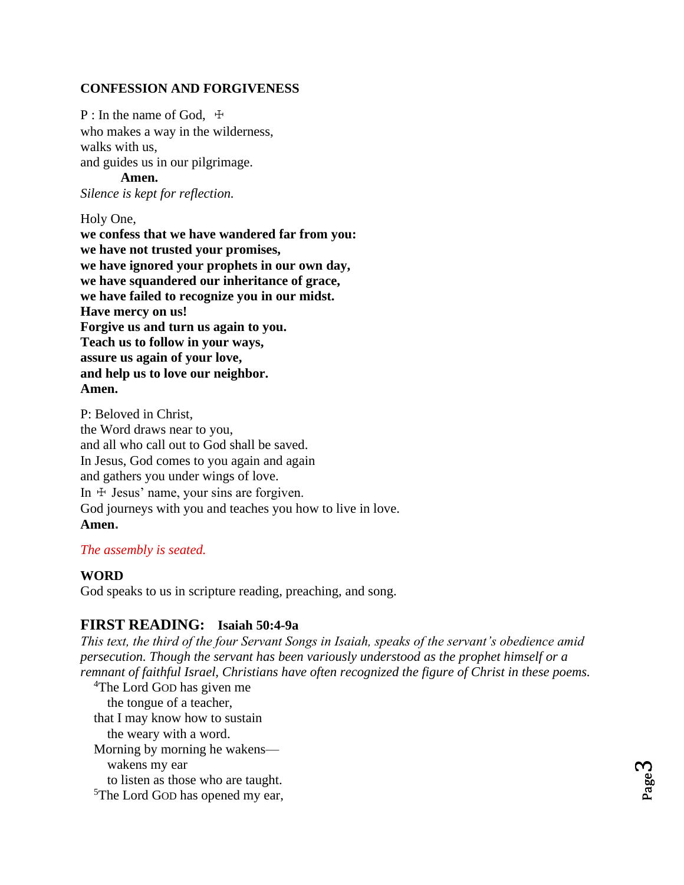**CONFESSION AND FORGIVENESS**

P : In the name of God, ☩
who makes a way in the wilderness,
walks with us,
and guides us in our pilgrimage.
**Amen.**
*Silence is kept for reflection.*

Holy One,
**we confess that we have wandered far from you:**
**we have not trusted your promises,**
**we have ignored your prophets in our own day,**
**we have squandered our inheritance of grace,**
**we have failed to recognize you in our midst.**
**Have mercy on us!**
**Forgive us and turn us again to you.**
**Teach us to follow in your ways,**
**assure us again of your love,**
**and help us to love our neighbor.**
**Amen.**

P: Beloved in Christ,
the Word draws near to you,
and all who call out to God shall be saved.
In Jesus, God comes to you again and again
and gathers you under wings of love.
In ☩ Jesus' name, your sins are forgiven.
God journeys with you and teaches you how to live in love.
**Amen.**

*The assembly is seated.*

**WORD**
God speaks to us in scripture reading, preaching, and song.

## FIRST READING: Isaiah 50:4-9a

*This text, the third of the four Servant Songs in Isaiah, speaks of the servant's obedience amid persecution. Though the servant has been variously understood as the prophet himself or a remnant of faithful Israel, Christians have often recognized the figure of Christ in these poems.*

[4]The Lord GOD has given me
the tongue of a teacher,
that I may know how to sustain
the weary with a word.
Morning by morning he wakens—
wakens my ear
to listen as those who are taught.
[5]The Lord GOD has opened my ear,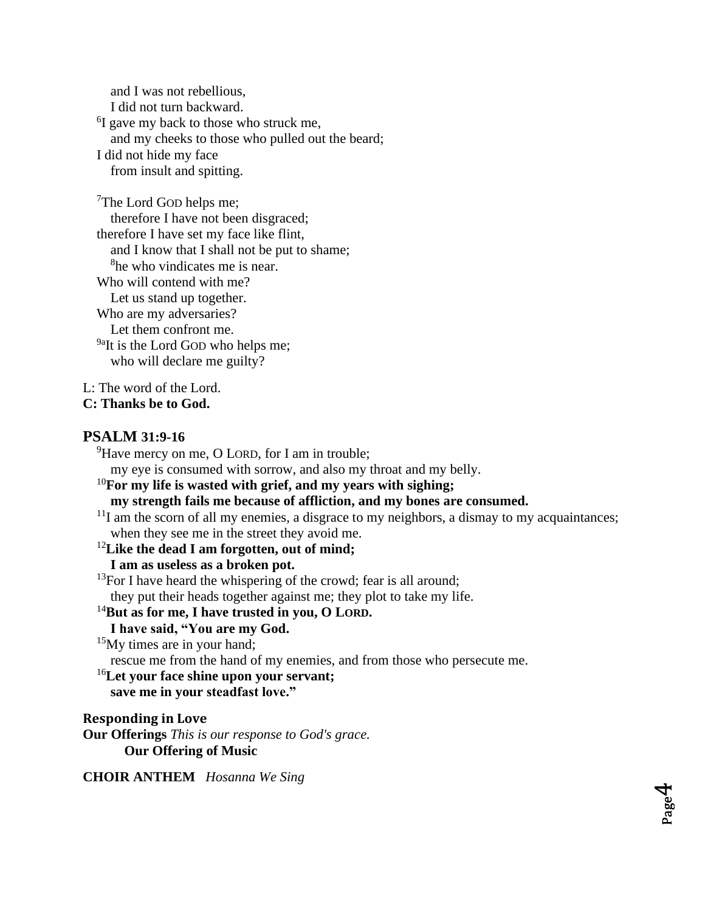and I was not rebellious,
I did not turn backward.
[6]I gave my back to those who struck me,
and my cheeks to those who pulled out the beard;
I did not hide my face
from insult and spitting.

[7]The Lord GOD helps me;
therefore I have not been disgraced;
therefore I have set my face like flint,
and I know that I shall not be put to shame;
[8]he who vindicates me is near.
Who will contend with me?
Let us stand up together.
Who are my adversaries?
Let them confront me.
[9a]It is the Lord GOD who helps me;
who will declare me guilty?

L: The word of the Lord.
**C: Thanks be to God.**

## PSALM 31:9-16

[9]Have mercy on me, O LORD, for I am in trouble;
my eye is consumed with sorrow, and also my throat and my belly.
[10]**For my life is wasted with grief, and my years with sighing;**
**my strength fails me because of affliction, and my bones are consumed.**
[11]I am the scorn of all my enemies, a disgrace to my neighbors, a dismay to my acquaintances;
when they see me in the street they avoid me.
[12]**Like the dead I am forgotten, out of mind;**
**I am as useless as a broken pot.**
[13]For I have heard the whispering of the crowd; fear is all around;
they put their heads together against me; they plot to take my life.
[14]**But as for me, I have trusted in you, O LORD.**
**I have said, "You are my God.**
[15]My times are in your hand;
rescue me from the hand of my enemies, and from those who persecute me.
[16]**Let your face shine upon your servant;**
**save me in your steadfast love."**

### Responding in Love

**Our Offerings** *This is our response to God's grace.*
**Our Offering of Music**

**CHOIR ANTHEM** *Hosanna We Sing*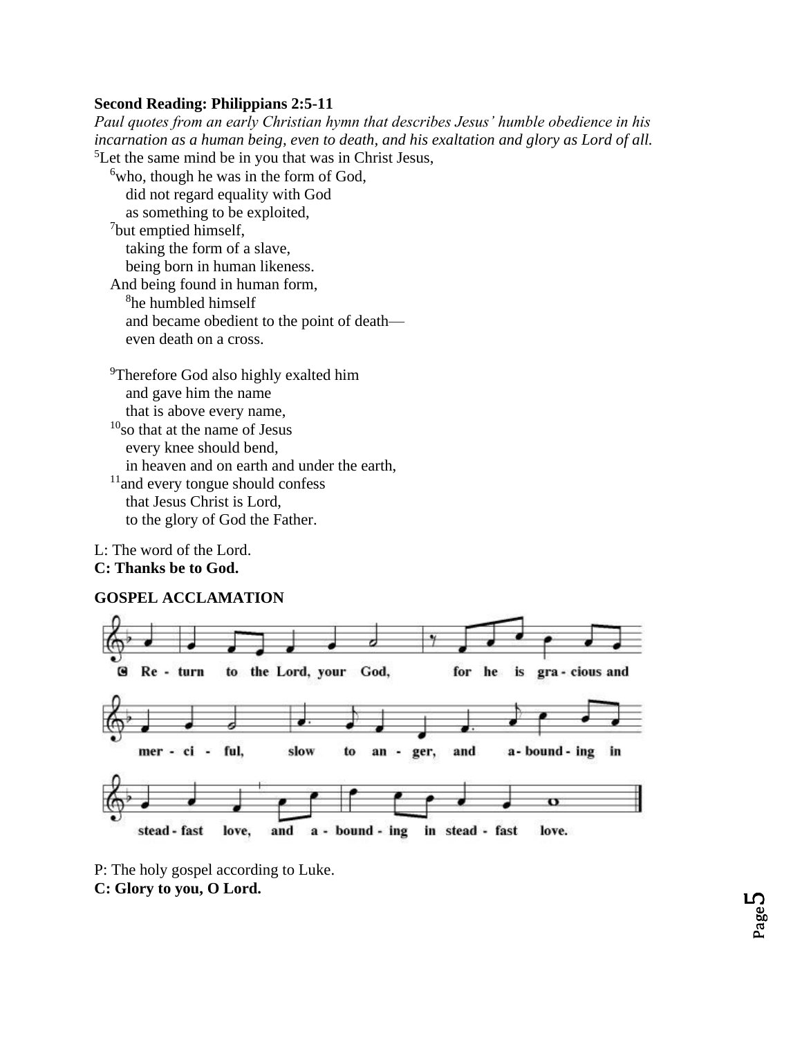**Second Reading: Philippians 2:5-11**

*Paul quotes from an early Christian hymn that describes Jesus' humble obedience in his incarnation as a human being, even to death, and his exaltation and glory as Lord of all.*

[5]Let the same mind be in you that was in Christ Jesus,
[6]who, though he was in the form of God,
did not regard equality with God
as something to be exploited,
[7]but emptied himself,
taking the form of a slave,
being born in human likeness.
And being found in human form,
[8]he humbled himself
and became obedient to the point of death—
even death on a cross.

[9]Therefore God also highly exalted him
and gave him the name
that is above every name,
[10]so that at the name of Jesus
every knee should bend,
in heaven and on earth and under the earth,
[11]and every tongue should confess
that Jesus Christ is Lord,
to the glory of God the Father.

L: The word of the Lord.
**C: Thanks be to God.**

**GOSPEL ACCLAMATION**

C Return to the Lord, your God, for he is gracious and merciful, slow to anger, and abounding in steadfast love, and abounding in steadfast love.

P: The holy gospel according to Luke.
**C: Glory to you, O Lord.**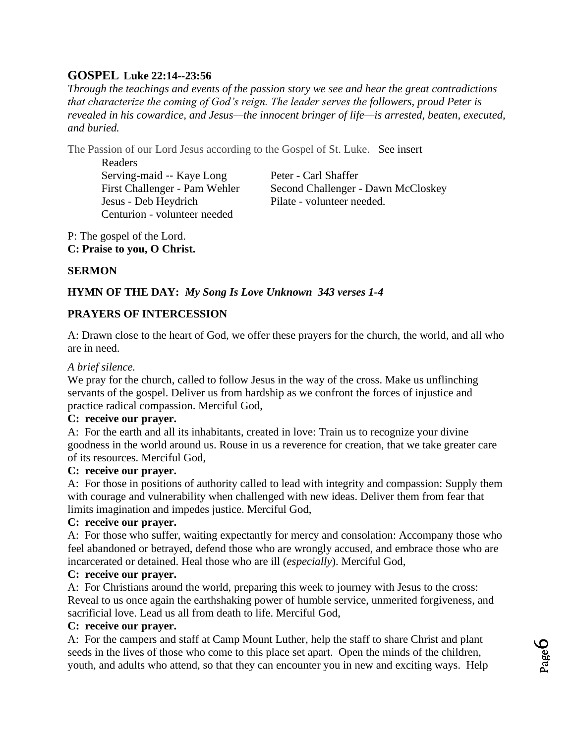## GOSPEL Luke 22:14--23:56

*Through the teachings and events of the passion story we see and hear the great contradictions that characterize the coming of God's reign. The leader serves the followers, proud Peter is revealed in his cowardice, and Jesus—the innocent bringer of life—is arrested, beaten, executed, and buried.*

The Passion of our Lord Jesus according to the Gospel of St. Luke. See insert

Readers

Serving-maid -- Kaye Long
Peter - Carl Shaffer
First Challenger - Pam Wehler
Second Challenger - Dawn McCloskey
Jesus - Deb Heydrich
Pilate - volunteer needed.
Centurion - volunteer needed

P: The gospel of the Lord.
**C: Praise to you, O Christ.**

**SERMON**

**HYMN OF THE DAY:** ***My Song Is Love Unknown 343 verses 1-4***

**PRAYERS OF INTERCESSION**

A: Drawn close to the heart of God, we offer these prayers for the church, the world, and all who are in need.

*A brief silence.*

We pray for the church, called to follow Jesus in the way of the cross. Make us unflinching servants of the gospel. Deliver us from hardship as we confront the forces of injustice and practice radical compassion. Merciful God,

**C: receive our prayer.**

A: For the earth and all its inhabitants, created in love: Train us to recognize your divine goodness in the world around us. Rouse in us a reverence for creation, that we take greater care of its resources. Merciful God,

**C: receive our prayer.**

A: For those in positions of authority called to lead with integrity and compassion: Supply them with courage and vulnerability when challenged with new ideas. Deliver them from fear that limits imagination and impedes justice. Merciful God,

**C: receive our prayer.**

A: For those who suffer, waiting expectantly for mercy and consolation: Accompany those who feel abandoned or betrayed, defend those who are wrongly accused, and embrace those who are incarcerated or detained. Heal those who are ill (*especially*). Merciful God,

**C: receive our prayer.**

A: For Christians around the world, preparing this week to journey with Jesus to the cross: Reveal to us once again the earthshaking power of humble service, unmerited forgiveness, and sacrificial love. Lead us all from death to life. Merciful God,

**C: receive our prayer.**

A: For the campers and staff at Camp Mount Luther, help the staff to share Christ and plant seeds in the lives of those who come to this place set apart. Open the minds of the children, youth, and adults who attend, so that they can encounter you in new and exciting ways. Help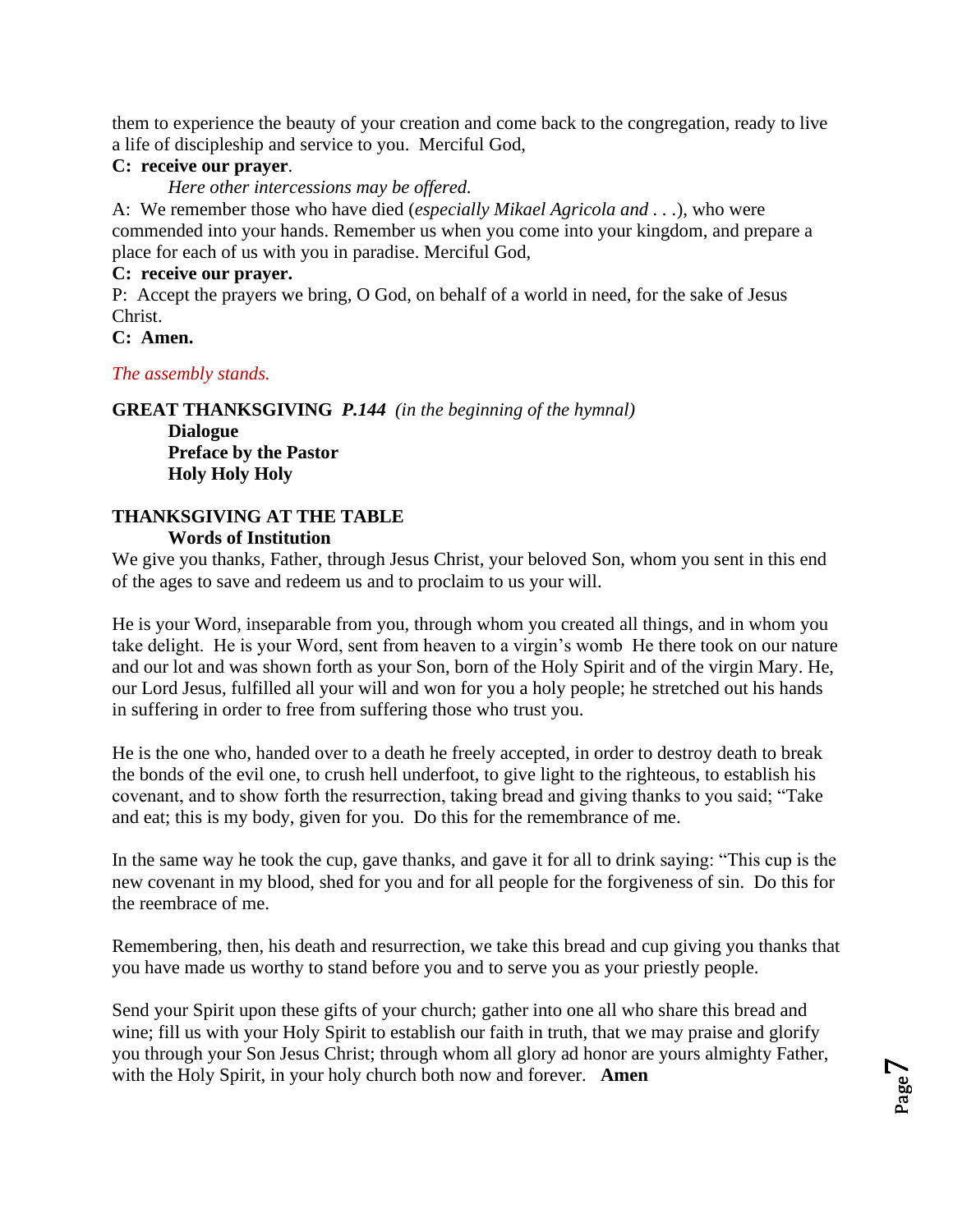them to experience the beauty of your creation and come back to the congregation, ready to live a life of discipleship and service to you. Merciful God,

**C: receive our prayer**.

*Here other intercessions may be offered.*

A: We remember those who have died (*especially Mikael Agricola and . . .*), who were commended into your hands. Remember us when you come into your kingdom, and prepare a place for each of us with you in paradise. Merciful God,

**C: receive our prayer.**

P: Accept the prayers we bring, O God, on behalf of a world in need, for the sake of Jesus Christ.

**C: Amen.**

*The assembly stands.*

**GREAT THANKSGIVING** ***P.144*** *(in the beginning of the hymnal)*

**Dialogue**
**Preface by the Pastor**
**Holy Holy Holy**

**THANKSGIVING AT THE TABLE**

**Words of Institution**

We give you thanks, Father, through Jesus Christ, your beloved Son, whom you sent in this end of the ages to save and redeem us and to proclaim to us your will.

He is your Word, inseparable from you, through whom you created all things, and in whom you take delight. He is your Word, sent from heaven to a virgin's womb He there took on our nature and our lot and was shown forth as your Son, born of the Holy Spirit and of the virgin Mary. He, our Lord Jesus, fulfilled all your will and won for you a holy people; he stretched out his hands in suffering in order to free from suffering those who trust you.

He is the one who, handed over to a death he freely accepted, in order to destroy death to break the bonds of the evil one, to crush hell underfoot, to give light to the righteous, to establish his covenant, and to show forth the resurrection, taking bread and giving thanks to you said; "Take and eat; this is my body, given for you. Do this for the remembrance of me.

In the same way he took the cup, gave thanks, and gave it for all to drink saying: "This cup is the new covenant in my blood, shed for you and for all people for the forgiveness of sin. Do this for the reembrace of me.

Remembering, then, his death and resurrection, we take this bread and cup giving you thanks that you have made us worthy to stand before you and to serve you as your priestly people.

Send your Spirit upon these gifts of your church; gather into one all who share this bread and wine; fill us with your Holy Spirit to establish our faith in truth, that we may praise and glorify you through your Son Jesus Christ; through whom all glory ad honor are yours almighty Father, with the Holy Spirit, in your holy church both now and forever. **Amen**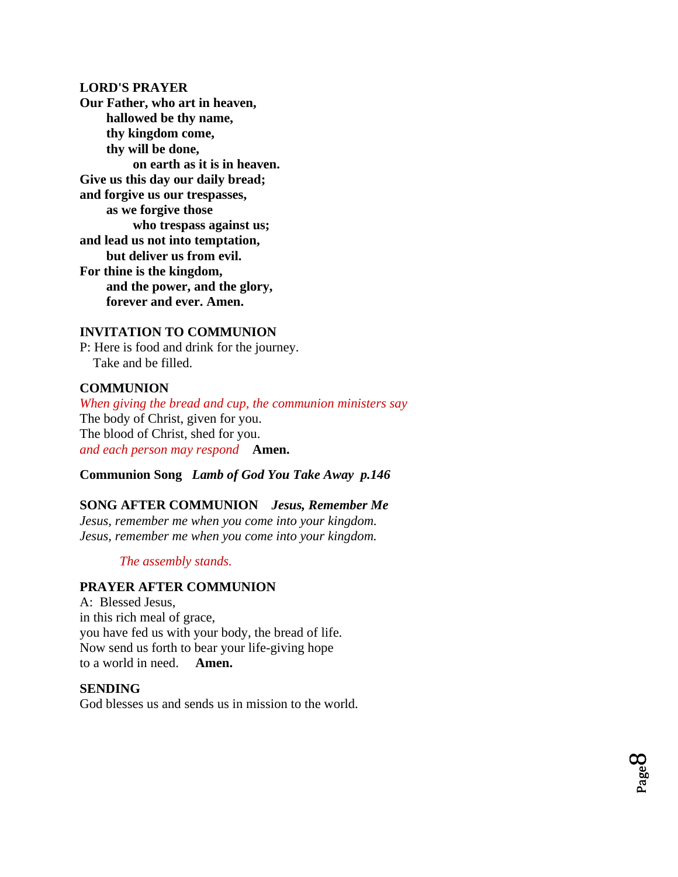**LORD'S PRAYER**

**Our Father, who art in heaven,**
**hallowed be thy name,**
**thy kingdom come,**
**thy will be done,**
**on earth as it is in heaven.**
**Give us this day our daily bread;**
**and forgive us our trespasses,**
**as we forgive those**
**who trespass against us;**
**and lead us not into temptation,**
**but deliver us from evil.**
**For thine is the kingdom,**
**and the power, and the glory,**
**forever and ever. Amen.**

**INVITATION TO COMMUNION**

P: Here is food and drink for the journey.
Take and be filled.

**COMMUNION**

*When giving the bread and cup, the communion ministers say*
The body of Christ, given for you.
The blood of Christ, shed for you.
*and each person may respond* **Amen.**

**Communion Song** ***Lamb of God You Take Away p.146***

**SONG AFTER COMMUNION** ***Jesus, Remember Me***

*Jesus, remember me when you come into your kingdom.*
*Jesus, remember me when you come into your kingdom.*

*The assembly stands.*

**PRAYER AFTER COMMUNION**

A: Blessed Jesus,
in this rich meal of grace,
you have fed us with your body, the bread of life.
Now send us forth to bear your life-giving hope
to a world in need. **Amen.**

**SENDING**

God blesses us and sends us in mission to the world.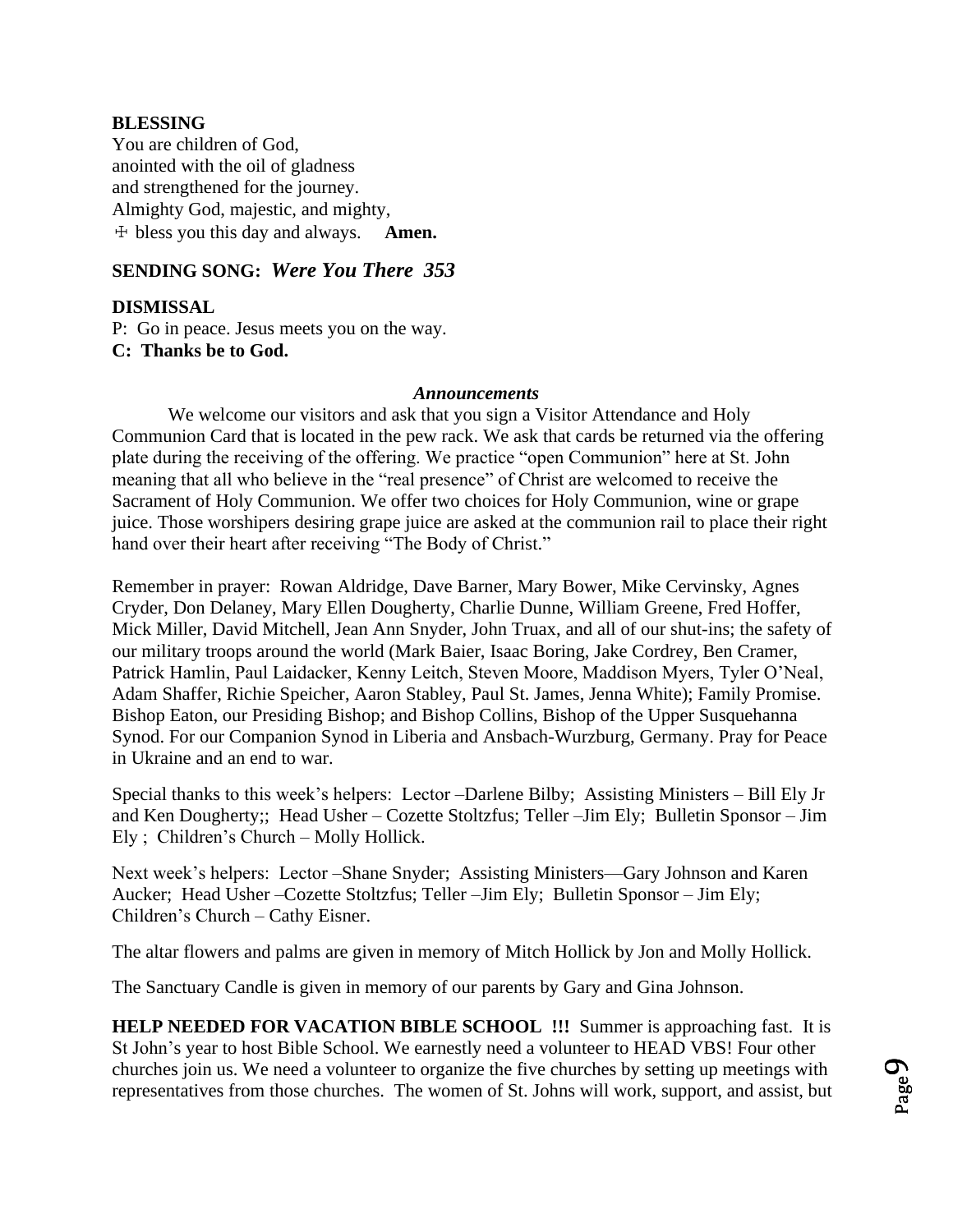**BLESSING**
You are children of God,
anointed with the oil of gladness
and strengthened for the journey.
Almighty God, majestic, and mighty,
☩ bless you this day and always. **Amen.**

**SENDING SONG:** ***Were You There 353***

**DISMISSAL**
P: Go in peace. Jesus meets you on the way.
**C: Thanks be to God.**

***Announcements***

We welcome our visitors and ask that you sign a Visitor Attendance and Holy Communion Card that is located in the pew rack. We ask that cards be returned via the offering plate during the receiving of the offering. We practice "open Communion" here at St. John meaning that all who believe in the "real presence" of Christ are welcomed to receive the Sacrament of Holy Communion. We offer two choices for Holy Communion, wine or grape juice. Those worshipers desiring grape juice are asked at the communion rail to place their right hand over their heart after receiving "The Body of Christ."

Remember in prayer: Rowan Aldridge, Dave Barner, Mary Bower, Mike Cervinsky, Agnes Cryder, Don Delaney, Mary Ellen Dougherty, Charlie Dunne, William Greene, Fred Hoffer, Mick Miller, David Mitchell, Jean Ann Snyder, John Truax, and all of our shut-ins; the safety of our military troops around the world (Mark Baier, Isaac Boring, Jake Cordrey, Ben Cramer, Patrick Hamlin, Paul Laidacker, Kenny Leitch, Steven Moore, Maddison Myers, Tyler O'Neal, Adam Shaffer, Richie Speicher, Aaron Stabley, Paul St. James, Jenna White); Family Promise. Bishop Eaton, our Presiding Bishop; and Bishop Collins, Bishop of the Upper Susquehanna Synod. For our Companion Synod in Liberia and Ansbach-Wurzburg, Germany. Pray for Peace in Ukraine and an end to war.

Special thanks to this week's helpers: Lector –Darlene Bilby; Assisting Ministers – Bill Ely Jr and Ken Dougherty;; Head Usher – Cozette Stoltzfus; Teller –Jim Ely; Bulletin Sponsor – Jim Ely ; Children's Church – Molly Hollick.

Next week's helpers: Lector –Shane Snyder; Assisting Ministers—Gary Johnson and Karen Aucker; Head Usher –Cozette Stoltzfus; Teller –Jim Ely; Bulletin Sponsor – Jim Ely; Children's Church – Cathy Eisner.

The altar flowers and palms are given in memory of Mitch Hollick by Jon and Molly Hollick.

The Sanctuary Candle is given in memory of our parents by Gary and Gina Johnson.

**HELP NEEDED FOR VACATION BIBLE SCHOOL !!!** Summer is approaching fast. It is St John's year to host Bible School. We earnestly need a volunteer to HEAD VBS! Four other churches join us. We need a volunteer to organize the five churches by setting up meetings with representatives from those churches. The women of St. Johns will work, support, and assist, but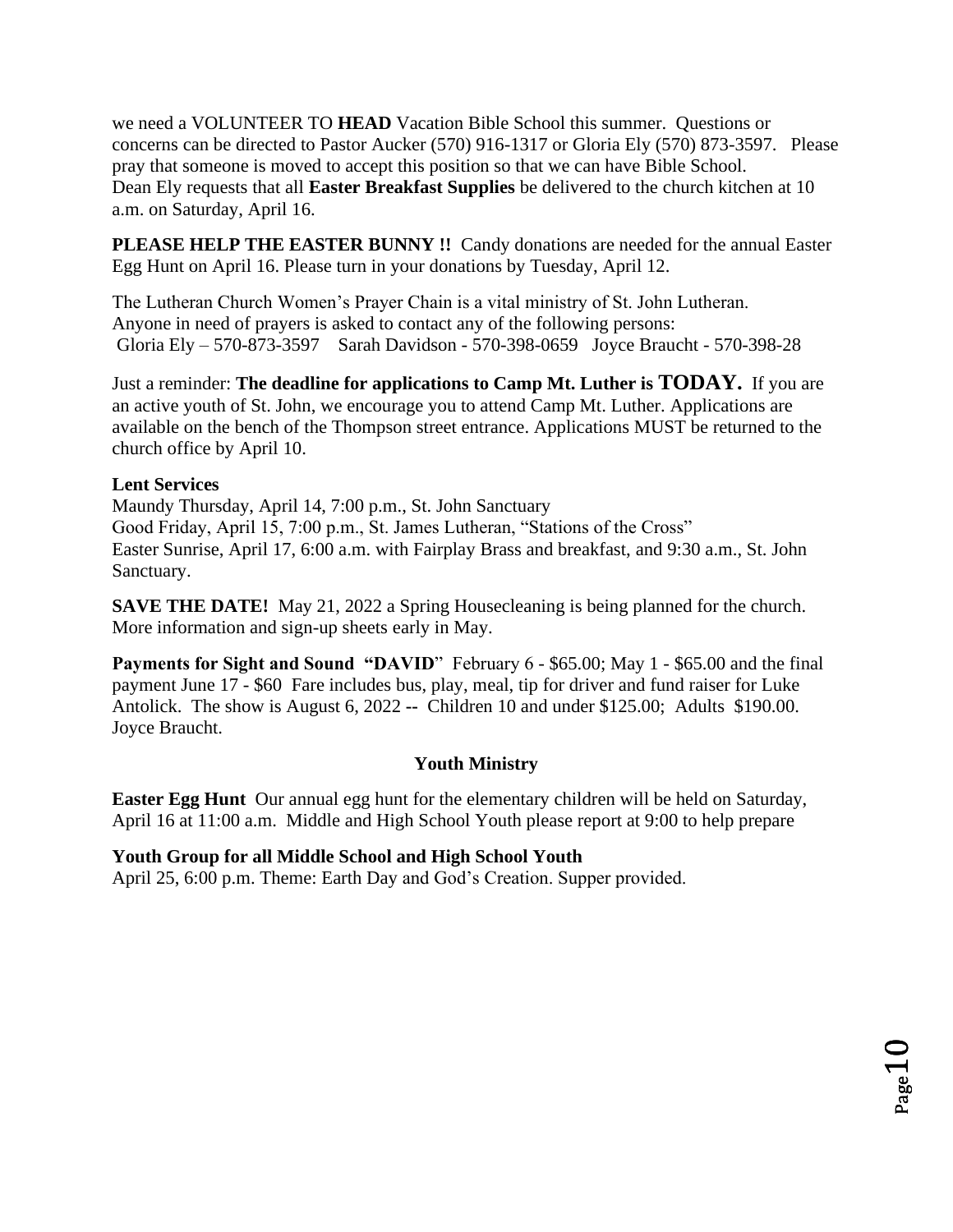we need a VOLUNTEER TO **HEAD** Vacation Bible School this summer. Questions or concerns can be directed to Pastor Aucker (570) 916-1317 or Gloria Ely (570) 873-3597. Please pray that someone is moved to accept this position so that we can have Bible School.
Dean Ely requests that all **Easter Breakfast Supplies** be delivered to the church kitchen at 10 a.m. on Saturday, April 16.

**PLEASE HELP THE EASTER BUNNY !!** Candy donations are needed for the annual Easter Egg Hunt on April 16. Please turn in your donations by Tuesday, April 12.

The Lutheran Church Women's Prayer Chain is a vital ministry of St. John Lutheran.
Anyone in need of prayers is asked to contact any of the following persons:
Gloria Ely – 570-873-3597 Sarah Davidson - 570-398-0659 Joyce Braucht - 570-398-28

Just a reminder: **The deadline for applications to Camp Mt. Luther is TODAY.** If you are an active youth of St. John, we encourage you to attend Camp Mt. Luther. Applications are available on the bench of the Thompson street entrance. Applications MUST be returned to the church office by April 10.

**Lent Services**
Maundy Thursday, April 14, 7:00 p.m., St. John Sanctuary
Good Friday, April 15, 7:00 p.m., St. James Lutheran, "Stations of the Cross"
Easter Sunrise, April 17, 6:00 a.m. with Fairplay Brass and breakfast, and 9:30 a.m., St. John Sanctuary.

**SAVE THE DATE!** May 21, 2022 a Spring Housecleaning is being planned for the church. More information and sign-up sheets early in May.

**Payments for Sight and Sound "DAVID"** February 6 - $65.00; May 1 - $65.00 and the final payment June 17 - $60 Fare includes bus, play, meal, tip for driver and fund raiser for Luke Antolick. The show is August 6, 2022 -- Children 10 and under $125.00; Adults $190.00. Joyce Braucht.

## Youth Ministry

**Easter Egg Hunt** Our annual egg hunt for the elementary children will be held on Saturday, April 16 at 11:00 a.m. Middle and High School Youth please report at 9:00 to help prepare

**Youth Group for all Middle School and High School Youth**
April 25, 6:00 p.m. Theme: Earth Day and God's Creation. Supper provided.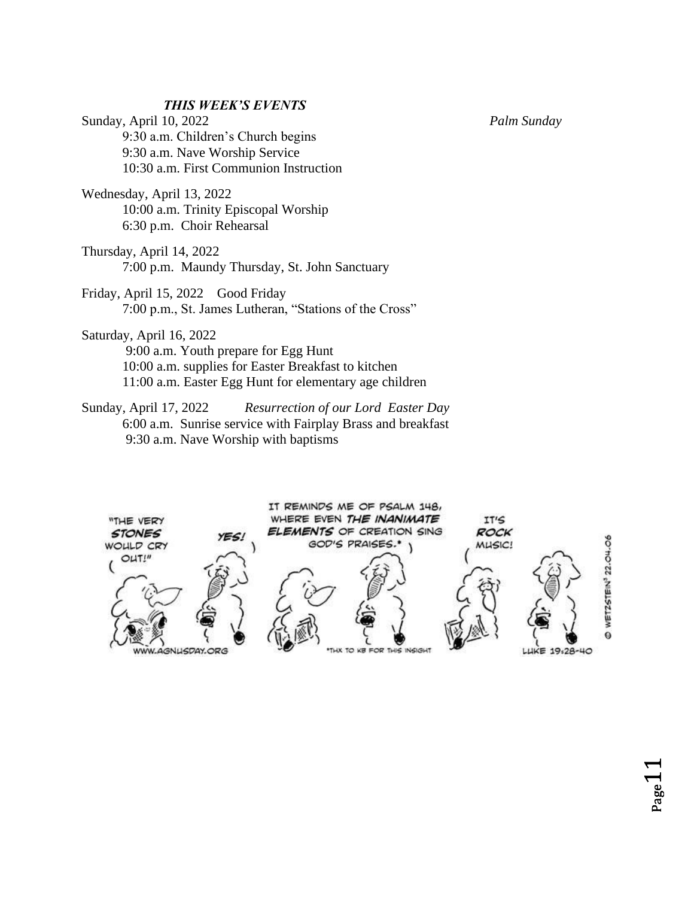***THIS WEEK'S EVENTS***

Sunday, April 10, 2022 *Palm Sunday*

9:30 a.m. Children's Church begins
9:30 a.m. Nave Worship Service
10:30 a.m. First Communion Instruction

Wednesday, April 13, 2022

10:00 a.m. Trinity Episcopal Worship
6:30 p.m. Choir Rehearsal

Thursday, April 14, 2022

7:00 p.m. Maundy Thursday, St. John Sanctuary

Friday, April 15, 2022 Good Friday

7:00 p.m., St. James Lutheran, "Stations of the Cross"

Saturday, April 16, 2022

9:00 a.m. Youth prepare for Egg Hunt
10:00 a.m. supplies for Easter Breakfast to kitchen
11:00 a.m. Easter Egg Hunt for elementary age children

Sunday, April 17, 2022 *Resurrection of our Lord Easter Day*

6:00 a.m. Sunrise service with Fairplay Brass and breakfast
9:30 a.m. Nave Worship with baptisms